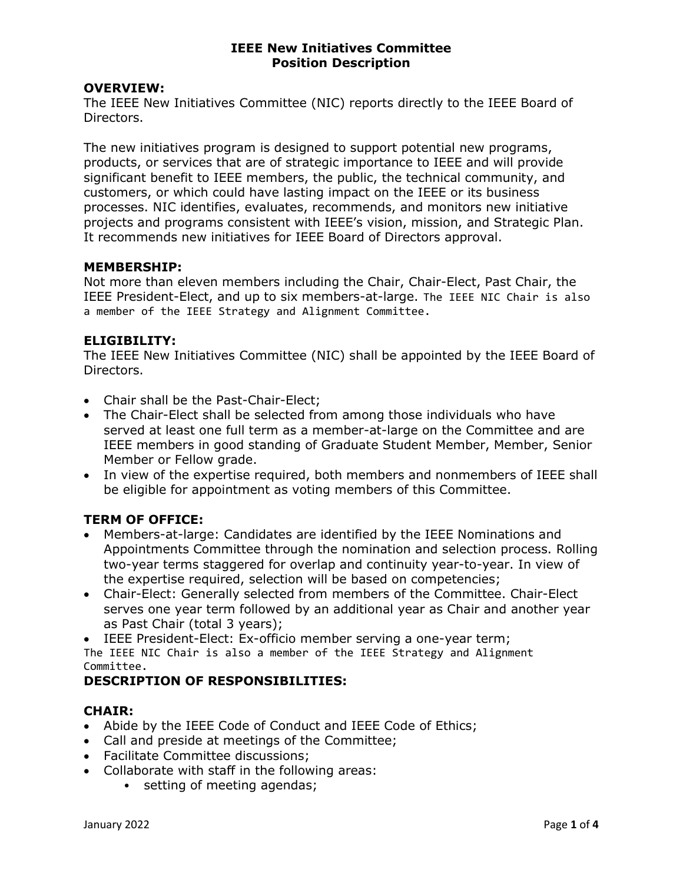# IEEE New Initiatives Committee
## Position Description

### OVERVIEW:

The IEEE New Initiatives Committee (NIC) reports directly to the IEEE Board of Directors.

The new initiatives program is designed to support potential new programs, products, or services that are of strategic importance to IEEE and will provide significant benefit to IEEE members, the public, the technical community, and customers, or which could have lasting impact on the IEEE or its business processes. NIC identifies, evaluates, recommends, and monitors new initiative projects and programs consistent with IEEE's vision, mission, and Strategic Plan. It recommends new initiatives for IEEE Board of Directors approval.

### MEMBERSHIP:

Not more than eleven members including the Chair, Chair-Elect, Past Chair, the IEEE President-Elect, and up to six members-at-large. The IEEE NIC Chair is also a member of the IEEE Strategy and Alignment Committee.

### ELIGIBILITY:

The IEEE New Initiatives Committee (NIC) shall be appointed by the IEEE Board of Directors.

- Chair shall be the Past-Chair-Elect;
- The Chair-Elect shall be selected from among those individuals who have served at least one full term as a member-at-large on the Committee and are IEEE members in good standing of Graduate Student Member, Member, Senior Member or Fellow grade.
- In view of the expertise required, both members and nonmembers of IEEE shall be eligible for appointment as voting members of this Committee.

### TERM OF OFFICE:

- Members-at-large: Candidates are identified by the IEEE Nominations and Appointments Committee through the nomination and selection process. Rolling two-year terms staggered for overlap and continuity year-to-year. In view of the expertise required, selection will be based on competencies;
- Chair-Elect: Generally selected from members of the Committee. Chair-Elect serves one year term followed by an additional year as Chair and another year as Past Chair (total 3 years);
- IEEE President-Elect: Ex-officio member serving a one-year term;

The IEEE NIC Chair is also a member of the IEEE Strategy and Alignment Committee.

### DESCRIPTION OF RESPONSIBILITIES:

### CHAIR:

- Abide by the IEEE Code of Conduct and IEEE Code of Ethics;
- Call and preside at meetings of the Committee;
- Facilitate Committee discussions;
- Collaborate with staff in the following areas:
  - setting of meeting agendas;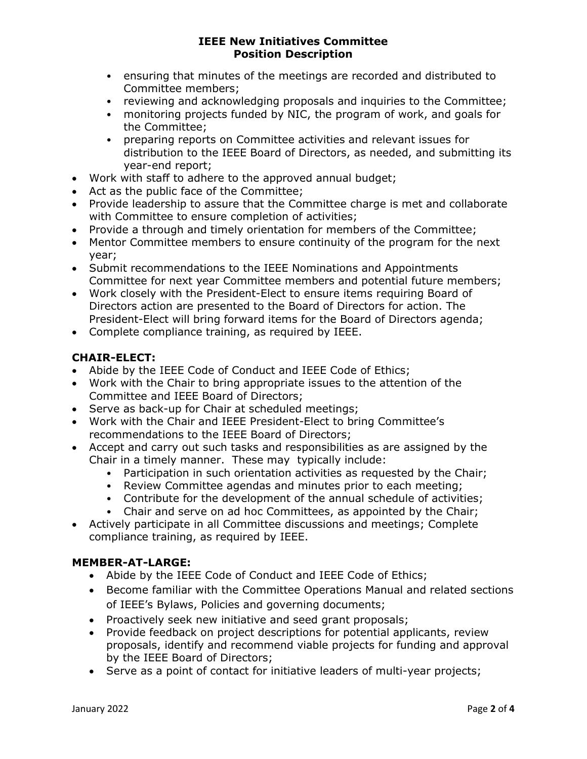- ensuring that minutes of the meetings are recorded and distributed to Committee members;
  - reviewing and acknowledging proposals and inquiries to the Committee;
  - monitoring projects funded by NIC, the program of work, and goals for the Committee;
  - preparing reports on Committee activities and relevant issues for distribution to the IEEE Board of Directors, as needed, and submitting its year-end report;
- Work with staff to adhere to the approved annual budget;
- Act as the public face of the Committee;
- Provide leadership to assure that the Committee charge is met and collaborate with Committee to ensure completion of activities;
- Provide a through and timely orientation for members of the Committee;
- Mentor Committee members to ensure continuity of the program for the next year;
- Submit recommendations to the IEEE Nominations and Appointments Committee for next year Committee members and potential future members;
- Work closely with the President-Elect to ensure items requiring Board of Directors action are presented to the Board of Directors for action. The President-Elect will bring forward items for the Board of Directors agenda;
- Complete compliance training, as required by IEEE.

### CHAIR-ELECT:

- Abide by the IEEE Code of Conduct and IEEE Code of Ethics;
- Work with the Chair to bring appropriate issues to the attention of the Committee and IEEE Board of Directors;
- Serve as back-up for Chair at scheduled meetings;
- Work with the Chair and IEEE President-Elect to bring Committee's recommendations to the IEEE Board of Directors;
- Accept and carry out such tasks and responsibilities as are assigned by the Chair in a timely manner. These may typically include:
  - Participation in such orientation activities as requested by the Chair;
  - Review Committee agendas and minutes prior to each meeting;
  - Contribute for the development of the annual schedule of activities;
  - Chair and serve on ad hoc Committees, as appointed by the Chair;
- Actively participate in all Committee discussions and meetings; Complete compliance training, as required by IEEE.

### MEMBER-AT-LARGE:

- Abide by the IEEE Code of Conduct and IEEE Code of Ethics;
- Become familiar with the Committee Operations Manual and related sections of IEEE's Bylaws, Policies and governing documents;
- Proactively seek new initiative and seed grant proposals;
- Provide feedback on project descriptions for potential applicants, review proposals, identify and recommend viable projects for funding and approval by the IEEE Board of Directors;
- Serve as a point of contact for initiative leaders of multi-year projects;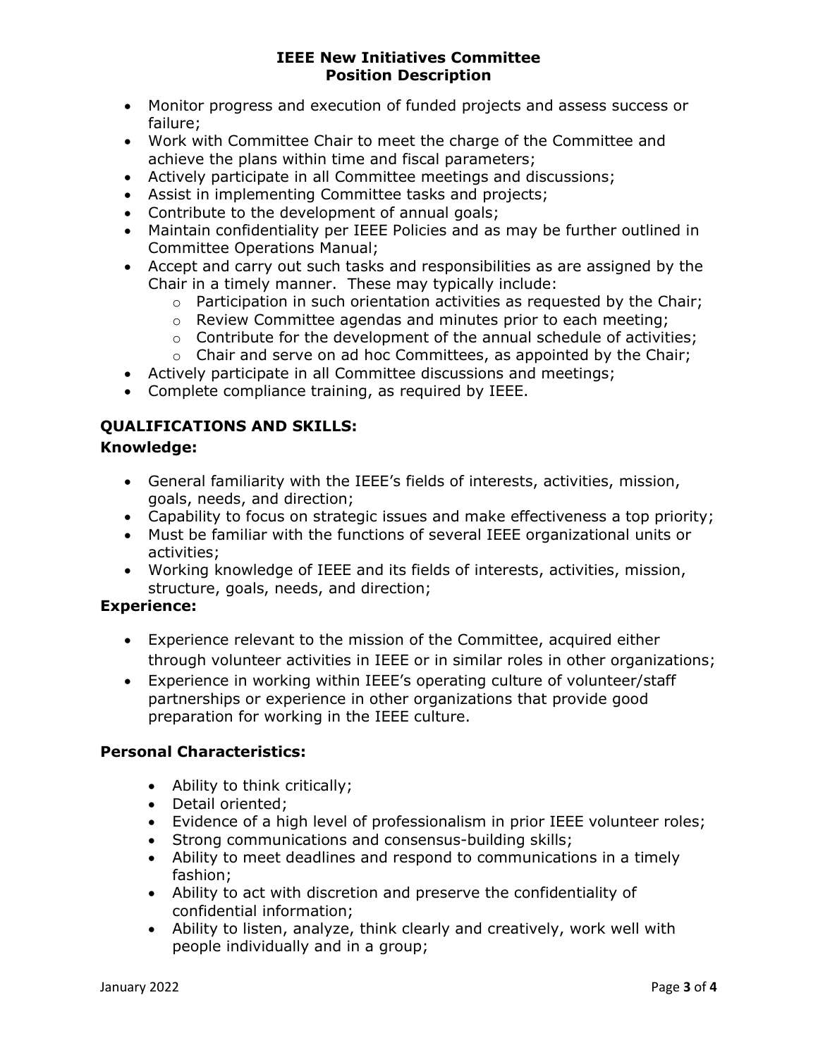- Monitor progress and execution of funded projects and assess success or failure;
- Work with Committee Chair to meet the charge of the Committee and achieve the plans within time and fiscal parameters;
- Actively participate in all Committee meetings and discussions;
- Assist in implementing Committee tasks and projects;
- Contribute to the development of annual goals;
- Maintain confidentiality per IEEE Policies and as may be further outlined in Committee Operations Manual;
- Accept and carry out such tasks and responsibilities as are assigned by the Chair in a timely manner. These may typically include:
  - Participation in such orientation activities as requested by the Chair;
  - Review Committee agendas and minutes prior to each meeting;
  - Contribute for the development of the annual schedule of activities;
  - Chair and serve on ad hoc Committees, as appointed by the Chair;
- Actively participate in all Committee discussions and meetings;
- Complete compliance training, as required by IEEE.

## QUALIFICATIONS AND SKILLS:

### Knowledge:

- General familiarity with the IEEE's fields of interests, activities, mission, goals, needs, and direction;
- Capability to focus on strategic issues and make effectiveness a top priority;
- Must be familiar with the functions of several IEEE organizational units or activities;
- Working knowledge of IEEE and its fields of interests, activities, mission, structure, goals, needs, and direction;

### Experience:

- Experience relevant to the mission of the Committee, acquired either through volunteer activities in IEEE or in similar roles in other organizations;
- Experience in working within IEEE's operating culture of volunteer/staff partnerships or experience in other organizations that provide good preparation for working in the IEEE culture.

### Personal Characteristics:

- Ability to think critically;
- Detail oriented;
- Evidence of a high level of professionalism in prior IEEE volunteer roles;
- Strong communications and consensus-building skills;
- Ability to meet deadlines and respond to communications in a timely fashion;
- Ability to act with discretion and preserve the confidentiality of confidential information;
- Ability to listen, analyze, think clearly and creatively, work well with people individually and in a group;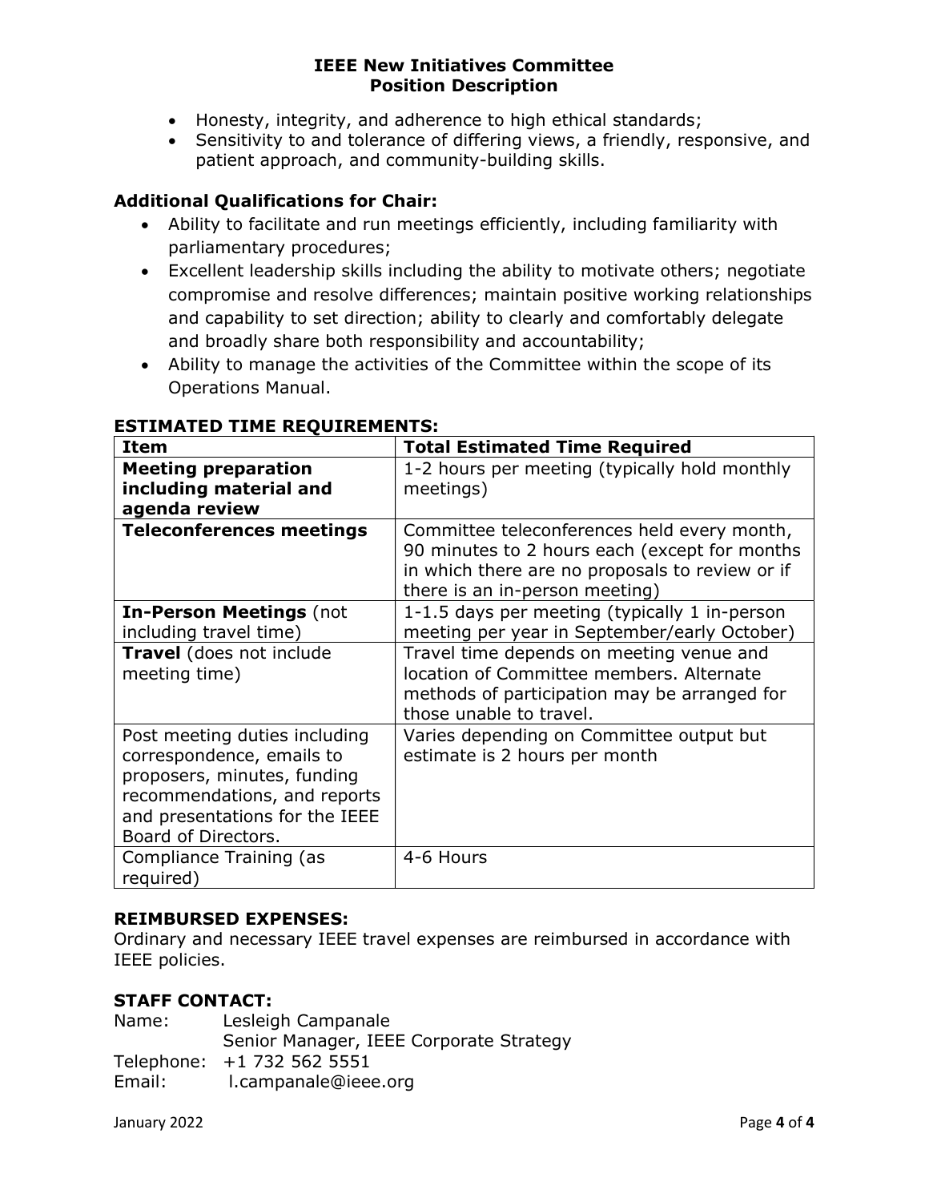- Honesty, integrity, and adherence to high ethical standards;
- Sensitivity to and tolerance of differing views, a friendly, responsive, and patient approach, and community-building skills.

### Additional Qualifications for Chair:

- Ability to facilitate and run meetings efficiently, including familiarity with parliamentary procedures;
- Excellent leadership skills including the ability to motivate others; negotiate compromise and resolve differences; maintain positive working relationships and capability to set direction; ability to clearly and comfortably delegate and broadly share both responsibility and accountability;
- Ability to manage the activities of the Committee within the scope of its Operations Manual.

### ESTIMATED TIME REQUIREMENTS:

| Item | Total Estimated Time Required |
|---|---|
| **Meeting preparation including material and agenda review** | 1-2 hours per meeting (typically hold monthly meetings) |
| **Teleconferences meetings** | Committee teleconferences held every month, 90 minutes to 2 hours each (except for months in which there are no proposals to review or if there is an in-person meeting) |
| **In-Person Meetings** (not including travel time) | 1-1.5 days per meeting (typically 1 in-person meeting per year in September/early October) |
| **Travel** (does not include meeting time) | Travel time depends on meeting venue and location of Committee members. Alternate methods of participation may be arranged for those unable to travel. |
| Post meeting duties including correspondence, emails to proposers, minutes, funding recommendations, and reports and presentations for the IEEE Board of Directors. | Varies depending on Committee output but estimate is 2 hours per month |
| Compliance Training (as required) | 4-6 Hours |

### REIMBURSED EXPENSES:

Ordinary and necessary IEEE travel expenses are reimbursed in accordance with IEEE policies.

### STAFF CONTACT:

Name: Lesleigh Campanale
Senior Manager, IEEE Corporate Strategy
Telephone: +1 732 562 5551
Email: l.campanale@ieee.org

January 2022